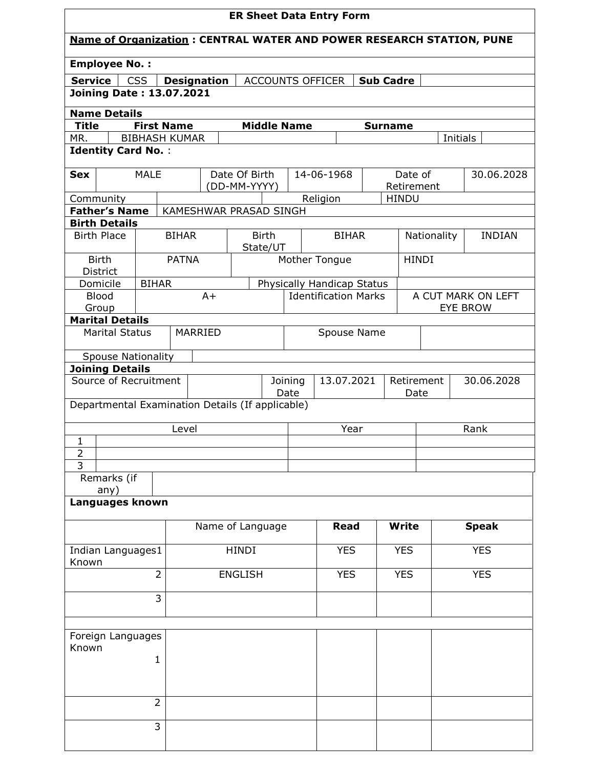# ER Sheet Data Entry Form

**Name of Organization : CENTRAL WATER AND POWER RESEARCH STATION, PUNE**

**Employee No. :**

| **Service** | CSS | **Designation** | ACCOUNTS OFFICER | **Sub Cadre** | |
|---|---|---|---|---|---|

**Joining Date : 13.07.2021**

## Name Details

| **Title** | **First Name** | **Middle Name** | **Surname** | | |
|---|---|---|---|---|---|
| MR. | BIBHASH KUMAR | | | Initials | |

**Identity Card No.** :

| **Sex** | MALE | Date Of Birth (DD-MM-YYYY) | 14-06-1968 | Date of Retirement | 30.06.2028 |
|---|---|---|---|---|---|
| Community | | Religion | HINDU | | |
| **Father's Name** | KAMESHWAR PRASAD SINGH | | | | |

## Birth Details

| Birth Place | BIHAR | Birth State/UT | BIHAR | Nationality | INDIAN |
|---|---|---|---|---|---|
| Birth District | PATNA | Mother Tongue | | HINDI | |
| Domicile | BIHAR | Physically Handicap Status | | | |
| Blood Group | A+ | Identification Marks | | A CUT MARK ON LEFT EYE BROW | |

## Marital Details

| Marital Status | MARRIED | Spouse Name | |
|---|---|---|---|
| Spouse Nationality | | | |

## Joining Details

| Source of Recruitment | | Joining Date | 13.07.2021 | Retirement Date | 30.06.2028 |
|---|---|---|---|---|---|

Departmental Examination Details (If applicable)

| | Level | Year | Rank |
|---|---|---|---|
| 1 | | | |
| 2 | | | |
| 3 | | | |

| Remarks (if any) | |
|---|---|

## Languages known

| | Name of Language | **Read** | **Write** | **Speak** |
|---|---|---|---|---|
| Indian Languages Known 1 | HINDI | YES | YES | YES |
| 2 | ENGLISH | YES | YES | YES |
| 3 | | | | |
| | | | | |
| Foreign Languages Known 1 | | | | |
| 2 | | | | |
| 3 | | | | |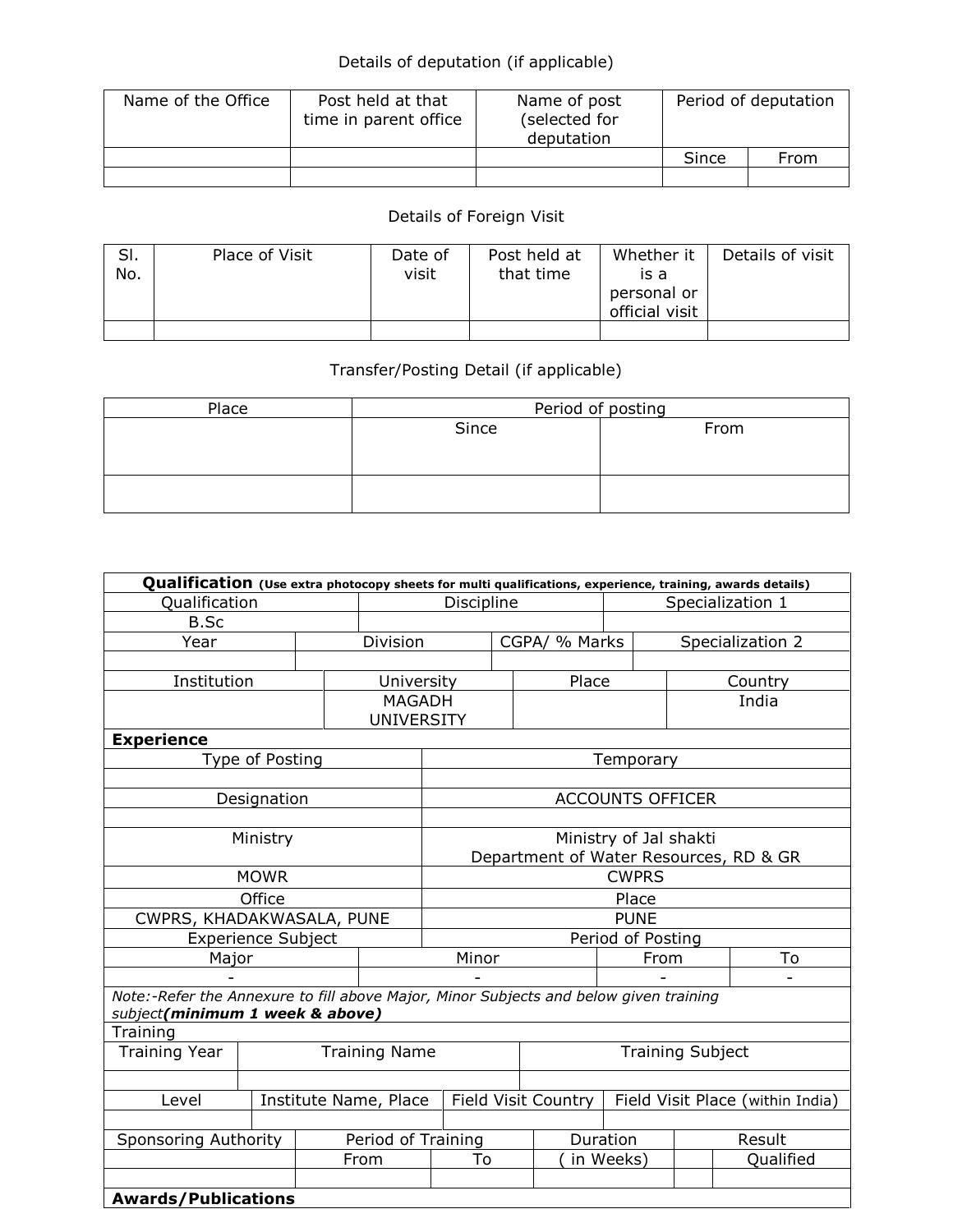Details of deputation (if applicable)

| Name of the Office | Post held at that time in parent office | Name of post (selected for deputation | Period of deputation | |
|---|---|---|---|---|
| | | | Since | From |
| | | | | |

Details of Foreign Visit

| Sl. No. | Place of Visit | Date of visit | Post held at that time | Whether it is a personal or official visit | Details of visit |
|---|---|---|---|---|---|
| | | | | | |

Transfer/Posting Detail (if applicable)

| Place | Period of posting | |
|---|---|---|
| | Since | From |
| | | |

| **Qualification** **(Use extra photocopy sheets for multi qualifications, experience, training, awards details)** | | |
|---|---|---|
| Qualification | Discipline | Specialization 1 |
| B.Sc | | |

| Year | Division | CGPA/ % Marks | Specialization 2 |
|---|---|---|---|
| | | | |

| Institution | University | Place | Country |
|---|---|---|---|
| | MAGADH UNIVERSITY | | India |

**Experience**

| Type of Posting | Temporary |
|---|---|
| | |
| Designation | ACCOUNTS OFFICER |
| | |
| Ministry | Ministry of Jal shakti Department of Water Resources, RD & GR |
| MOWR | CWPRS |
| Office | Place |
| CWPRS, KHADAKWASALA, PUNE | PUNE |

| Experience Subject | | Period of Posting | |
|---|---|---|---|
| Major | Minor | From | To |
| - | - | - | - |

*Note:-Refer the Annexure to fill above Major, Minor Subjects and below given training subject* ***(minimum 1 week & above)***

Training

| Training Year | Training Name | Training Subject |
|---|---|---|
| | | |

| Level | Institute Name, Place | Field Visit Country | Field Visit Place (within India) |
|---|---|---|---|
| | | | |

| Sponsoring Authority | Period of Training | | Duration | Result | |
|---|---|---|---|---|---|
| | From | To | ( in Weeks) | | Qualified |
| | | | | | |

**Awards/Publications**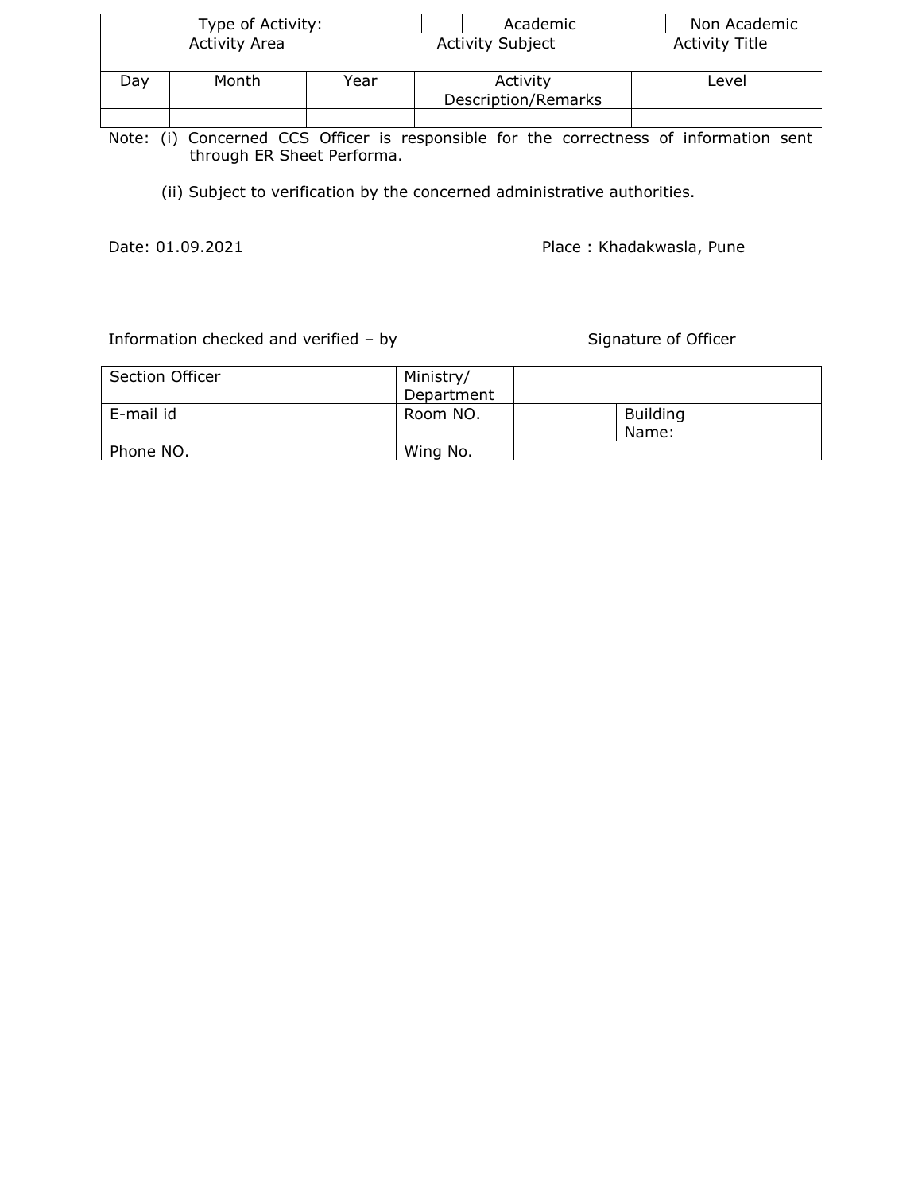| Type of Activity: | | Academic | | Non Academic |
|---|---|---|---|---|

| Activity Area | Activity Subject | Activity Title |
|---|---|---|
| | | |

| Day | Month | Year | Activity Description/Remarks | Level |
|---|---|---|---|---|
| | | | | |

Note: (i) Concerned CCS Officer is responsible for the correctness of information sent through ER Sheet Performa.

(ii) Subject to verification by the concerned administrative authorities.

Date: 01.09.2021

Place : Khadakwasla, Pune

Information checked and verified – by

Signature of Officer

| | | | | | |
|---|---|---|---|---|---|
| Section Officer | | Ministry/ Department | | | |
| E-mail id | | Room NO. | | Building Name: | |
| Phone NO. | | Wing No. | | | |